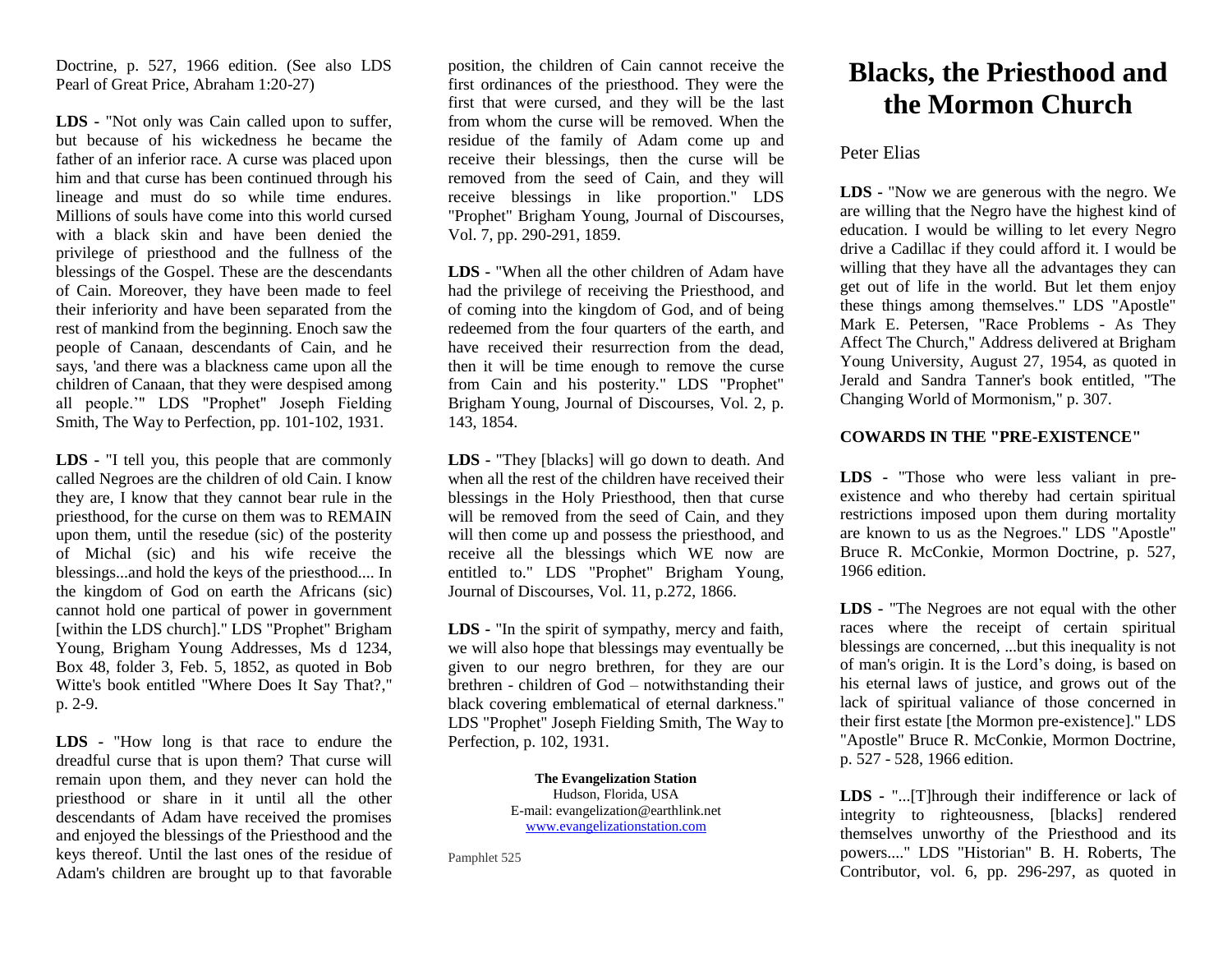Doctrine, p. 527, 1966 edition. (See also LDS Pearl of Great Price, Abraham 1:20-27)

**LDS** - "Not only was Cain called upon to suffer, but because of his wickedness he became the father of an inferior race. A curse was placed upon him and that curse has been continued through his lineage and must do so while time endures. Millions of souls have come into this world cursed with a black skin and have been denied the privilege of priesthood and the fullness of the blessings of the Gospel. These are the descendants of Cain. Moreover, they have been made to feel their inferiority and have been separated from the rest of mankind from the beginning. Enoch saw the people of Canaan, descendants of Cain, and he says, 'and there was a blackness came upon all the children of Canaan, that they were despised among all people.'" LDS "Prophet" Joseph Fielding Smith, The Way to Perfection, pp. 101-102, 1931.

**LDS** - "I tell you, this people that are commonly called Negroes are the children of old Cain. I know they are, I know that they cannot bear rule in the priesthood, for the curse on them was to REMAIN upon them, until the resedue (sic) of the posterity of Michal (sic) and his wife receive the blessings...and hold the keys of the priesthood.... In the kingdom of God on earth the Africans (sic) cannot hold one partical of power in government [within the LDS church]." LDS "Prophet" Brigham Young, Brigham Young Addresses, Ms d 1234, Box 48, folder 3, Feb. 5, 1852, as quoted in Bob Witte's book entitled "Where Does It Say That?," p. 2-9.

**LDS** - "How long is that race to endure the dreadful curse that is upon them? That curse will remain upon them, and they never can hold the priesthood or share in it until all the other descendants of Adam have received the promises and enjoyed the blessings of the Priesthood and the keys thereof. Until the last ones of the residue of Adam's children are brought up to that favorable position, the children of Cain cannot receive the first ordinances of the priesthood. They were the first that were cursed, and they will be the last from whom the curse will be removed. When the residue of the family of Adam come up and receive their blessings, then the curse will be removed from the seed of Cain, and they will receive blessings in like proportion." LDS "Prophet" Brigham Young, Journal of Discourses, Vol. 7, pp. 290-291, 1859.

**LDS** - "When all the other children of Adam have had the privilege of receiving the Priesthood, and of coming into the kingdom of God, and of being redeemed from the four quarters of the earth, and have received their resurrection from the dead, then it will be time enough to remove the curse from Cain and his posterity." LDS "Prophet" Brigham Young, Journal of Discourses, Vol. 2, p. 143, 1854.

**LDS** - "They [blacks] will go down to death. And when all the rest of the children have received their blessings in the Holy Priesthood, then that curse will be removed from the seed of Cain, and they will then come up and possess the priesthood, and receive all the blessings which WE now are entitled to." LDS "Prophet" Brigham Young, Journal of Discourses, Vol. 11, p.272, 1866.

**LDS** - "In the spirit of sympathy, mercy and faith, we will also hope that blessings may eventually be given to our negro brethren, for they are our brethren - children of God – notwithstanding their black covering emblematical of eternal darkness." LDS "Prophet" Joseph Fielding Smith, The Way to Perfection, p. 102, 1931.

**The Evangelization Station**
Hudson, Florida, USA
E-mail: evangelization@earthlink.net
www.evangelizationstation.com

Pamphlet 525

# Blacks, the Priesthood and the Mormon Church

Peter Elias

**LDS** - "Now we are generous with the negro. We are willing that the Negro have the highest kind of education. I would be willing to let every Negro drive a Cadillac if they could afford it. I would be willing that they have all the advantages they can get out of life in the world. But let them enjoy these things among themselves." LDS "Apostle" Mark E. Petersen, "Race Problems - As They Affect The Church," Address delivered at Brigham Young University, August 27, 1954, as quoted in Jerald and Sandra Tanner's book entitled, "The Changing World of Mormonism," p. 307.

**COWARDS IN THE "PRE-EXISTENCE"**

**LDS** - "Those who were less valiant in pre-existence and who thereby had certain spiritual restrictions imposed upon them during mortality are known to us as the Negroes." LDS "Apostle" Bruce R. McConkie, Mormon Doctrine, p. 527, 1966 edition.

**LDS** - "The Negroes are not equal with the other races where the receipt of certain spiritual blessings are concerned, ...but this inequality is not of man's origin. It is the Lord's doing, is based on his eternal laws of justice, and grows out of the lack of spiritual valiance of those concerned in their first estate [the Mormon pre-existence]." LDS "Apostle" Bruce R. McConkie, Mormon Doctrine, p. 527 - 528, 1966 edition.

**LDS** - "...[T]hrough their indifference or lack of integrity to righteousness, [blacks] rendered themselves unworthy of the Priesthood and its powers...." LDS "Historian" B. H. Roberts, The Contributor, vol. 6, pp. 296-297, as quoted in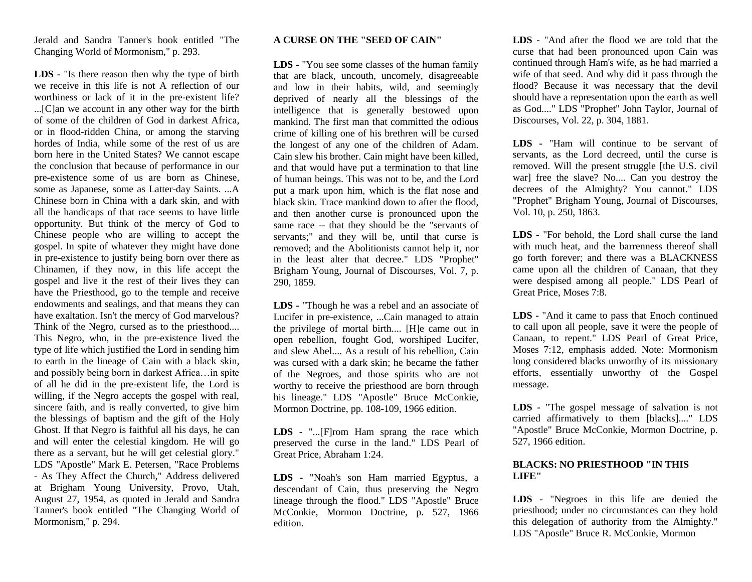Jerald and Sandra Tanner's book entitled "The Changing World of Mormonism," p. 293.

**LDS -** "Is there reason then why the type of birth we receive in this life is not A reflection of our worthiness or lack of it in the pre-existent life? ...[C]an we account in any other way for the birth of some of the children of God in darkest Africa, or in flood-ridden China, or among the starving hordes of India, while some of the rest of us are born here in the United States? We cannot escape the conclusion that because of performance in our pre-existence some of us are born as Chinese, some as Japanese, some as Latter-day Saints. ...A Chinese born in China with a dark skin, and with all the handicaps of that race seems to have little opportunity. But think of the mercy of God to Chinese people who are willing to accept the gospel. In spite of whatever they might have done in pre-existence to justify being born over there as Chinamen, if they now, in this life accept the gospel and live it the rest of their lives they can have the Priesthood, go to the temple and receive endowments and sealings, and that means they can have exaltation. Isn't the mercy of God marvelous? Think of the Negro, cursed as to the priesthood.... This Negro, who, in the pre-existence lived the type of life which justified the Lord in sending him to earth in the lineage of Cain with a black skin, and possibly being born in darkest Africa…in spite of all he did in the pre-existent life, the Lord is willing, if the Negro accepts the gospel with real, sincere faith, and is really converted, to give him the blessings of baptism and the gift of the Holy Ghost. If that Negro is faithful all his days, he can and will enter the celestial kingdom. He will go there as a servant, but he will get celestial glory." LDS "Apostle" Mark E. Petersen, "Race Problems - As They Affect the Church," Address delivered at Brigham Young University, Provo, Utah, August 27, 1954, as quoted in Jerald and Sandra Tanner's book entitled "The Changing World of Mormonism," p. 294.

### A CURSE ON THE "SEED OF CAIN"

**LDS -** "You see some classes of the human family that are black, uncouth, uncomely, disagreeable and low in their habits, wild, and seemingly deprived of nearly all the blessings of the intelligence that is generally bestowed upon mankind. The first man that committed the odious crime of killing one of his brethren will be cursed the longest of any one of the children of Adam. Cain slew his brother. Cain might have been killed, and that would have put a termination to that line of human beings. This was not to be, and the Lord put a mark upon him, which is the flat nose and black skin. Trace mankind down to after the flood, and then another curse is pronounced upon the same race -- that they should be the "servants of servants;" and they will be, until that curse is removed; and the Abolitionists cannot help it, nor in the least alter that decree." LDS "Prophet" Brigham Young, Journal of Discourses, Vol. 7, p. 290, 1859.

**LDS -** "Though he was a rebel and an associate of Lucifer in pre-existence, ...Cain managed to attain the privilege of mortal birth.... [H]e came out in open rebellion, fought God, worshiped Lucifer, and slew Abel.... As a result of his rebellion, Cain was cursed with a dark skin; he became the father of the Negroes, and those spirits who are not worthy to receive the priesthood are born through his lineage." LDS "Apostle" Bruce McConkie, Mormon Doctrine, pp. 108-109, 1966 edition.

**LDS -** "...[F]rom Ham sprang the race which preserved the curse in the land." LDS Pearl of Great Price, Abraham 1:24.

**LDS -** "Noah's son Ham married Egyptus, a descendant of Cain, thus preserving the Negro lineage through the flood." LDS "Apostle" Bruce McConkie, Mormon Doctrine, p. 527, 1966 edition.

**LDS -** "And after the flood we are told that the curse that had been pronounced upon Cain was continued through Ham's wife, as he had married a wife of that seed. And why did it pass through the flood? Because it was necessary that the devil should have a representation upon the earth as well as God...." LDS "Prophet" John Taylor, Journal of Discourses, Vol. 22, p. 304, 1881.

**LDS -** "Ham will continue to be servant of servants, as the Lord decreed, until the curse is removed. Will the present struggle [the U.S. civil war] free the slave? No.... Can you destroy the decrees of the Almighty? You cannot." LDS "Prophet" Brigham Young, Journal of Discourses, Vol. 10, p. 250, 1863.

**LDS -** "For behold, the Lord shall curse the land with much heat, and the barrenness thereof shall go forth forever; and there was a BLACKNESS came upon all the children of Canaan, that they were despised among all people." LDS Pearl of Great Price, Moses 7:8.

**LDS -** "And it came to pass that Enoch continued to call upon all people, save it were the people of Canaan, to repent." LDS Pearl of Great Price, Moses 7:12, emphasis added. Note: Mormonism long considered blacks unworthy of its missionary efforts, essentially unworthy of the Gospel message.

**LDS -** "The gospel message of salvation is not carried affirmatively to them [blacks]...." LDS "Apostle" Bruce McConkie, Mormon Doctrine, p. 527, 1966 edition.

### BLACKS: NO PRIESTHOOD "IN THIS LIFE"

**LDS -** "Negroes in this life are denied the priesthood; under no circumstances can they hold this delegation of authority from the Almighty." LDS "Apostle" Bruce R. McConkie, Mormon